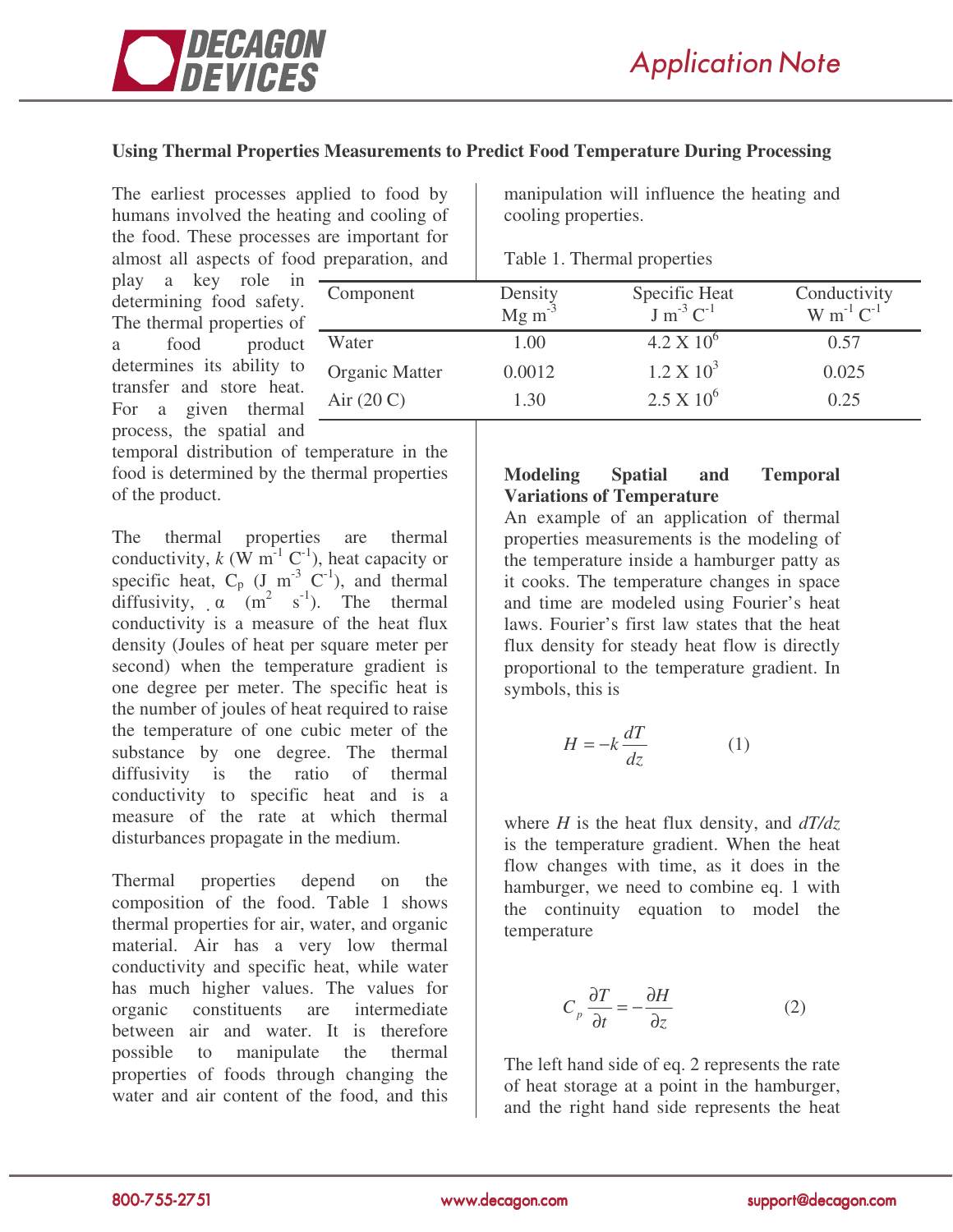**Using Thermal Properties Measurements to Predict Food Temperature During Processing**

The earliest processes applied to food by humans involved the heating and cooling of the food. These processes are important for almost all aspects of food preparation, and play a key role in determining food safety. The thermal properties of a food product determines its ability to transfer and store heat. For a given thermal process, the spatial and temporal distribution of temperature in the food is determined by the thermal properties of the product.

The thermal properties are thermal conductivity, $k$ (W m$^{-1}$ C$^{-1}$), heat capacity or specific heat, $C_p$ (J m$^{-3}$ C$^{-1}$), and thermal diffusivity, $\alpha$ (m$^2$ s$^{-1}$). The thermal conductivity is a measure of the heat flux density (Joules of heat per square meter per second) when the temperature gradient is one degree per meter. The specific heat is the number of joules of heat required to raise the temperature of one cubic meter of the substance by one degree. The thermal diffusivity is the ratio of thermal conductivity to specific heat and is a measure of the rate at which thermal disturbances propagate in the medium.

Thermal properties depend on the composition of the food. Table 1 shows thermal properties for air, water, and organic material. Air has a very low thermal conductivity and specific heat, while water has much higher values. The values for organic constituents are intermediate between air and water. It is therefore possible to manipulate the thermal properties of foods through changing the water and air content of the food, and this manipulation will influence the heating and cooling properties.

Table 1. Thermal properties

| Component | Density Mg m$^{-3}$ | Specific Heat J m$^{-3}$ C$^{-1}$ | Conductivity W m$^{-1}$ C$^{-1}$ |
|---|---|---|---|
| Water | 1.00 | 4.2 X 10$^6$ | 0.57 |
| Organic Matter | 0.0012 | 1.2 X 10$^3$ | 0.025 |
| Air (20 C) | 1.30 | 2.5 X 10$^6$ | 0.25 |

**Modeling Spatial and Temporal Variations of Temperature**

An example of an application of thermal properties measurements is the modeling of the temperature inside a hamburger patty as it cooks. The temperature changes in space and time are modeled using Fourier's heat laws. Fourier's first law states that the heat flux density for steady heat flow is directly proportional to the temperature gradient. In symbols, this is

$$H = -k\frac{dT}{dz} \qquad (1)$$

where $H$ is the heat flux density, and $dT/dz$ is the temperature gradient. When the heat flow changes with time, as it does in the hamburger, we need to combine eq. 1 with the continuity equation to model the temperature

$$C_p\frac{\partial T}{\partial t} = -\frac{\partial H}{\partial z} \qquad (2)$$

The left hand side of eq. 2 represents the rate of heat storage at a point in the hamburger, and the right hand side represents the heat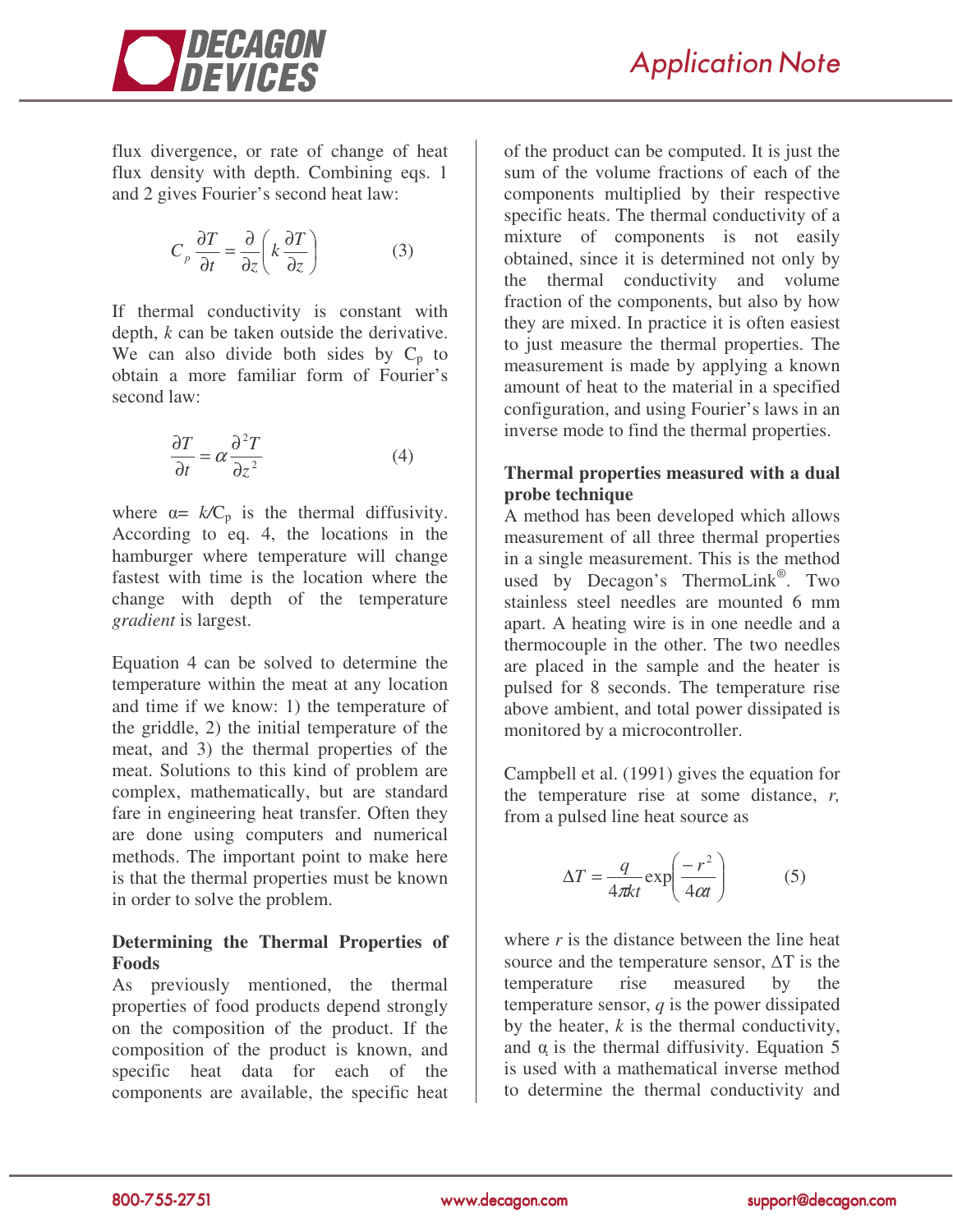flux divergence, or rate of change of heat flux density with depth. Combining eqs. 1 and 2 gives Fourier's second heat law:

$$C_p \frac{\partial T}{\partial t} = \frac{\partial}{\partial z}\left(k \frac{\partial T}{\partial z}\right) \qquad (3)$$

If thermal conductivity is constant with depth, $k$ can be taken outside the derivative. We can also divide both sides by $C_p$ to obtain a more familiar form of Fourier's second law:

$$\frac{\partial T}{\partial t} = \alpha \frac{\partial^2 T}{\partial z^2} \qquad (4)$$

where $\alpha = k/C_p$ is the thermal diffusivity. According to eq. 4, the locations in the hamburger where temperature will change fastest with time is the location where the change with depth of the temperature *gradient* is largest.

Equation 4 can be solved to determine the temperature within the meat at any location and time if we know: 1) the temperature of the griddle, 2) the initial temperature of the meat, and 3) the thermal properties of the meat. Solutions to this kind of problem are complex, mathematically, but are standard fare in engineering heat transfer. Often they are done using computers and numerical methods. The important point to make here is that the thermal properties must be known in order to solve the problem.

**Determining the Thermal Properties of Foods**

As previously mentioned, the thermal properties of food products depend strongly on the composition of the product. If the composition of the product is known, and specific heat data for each of the components are available, the specific heat of the product can be computed. It is just the sum of the volume fractions of each of the components multiplied by their respective specific heats. The thermal conductivity of a mixture of components is not easily obtained, since it is determined not only by the thermal and volume fraction of the components, but also by how they are mixed. In practice it is often easiest to just measure the thermal properties. The measurement is made by applying a known amount of heat to the material in a specified configuration, and using Fourier's laws in an inverse mode to find the thermal properties.

**Thermal properties measured with a dual probe technique**

A method has been developed which allows measurement of all three thermal properties in a single measurement. This is the method used by Decagon's ThermoLink®. Two stainless steel needles are mounted 6 mm apart. A heating wire is in one needle and a thermocouple in the other. The two needles are placed in the sample and the heater is pulsed for 8 seconds. The temperature rise above ambient, and total power dissipated is monitored by a microcontroller.

Campbell et al. (1991) gives the equation for the temperature rise at some distance, $r$, from a pulsed line heat source as

$$\Delta T = \frac{q}{4\pi k t} \exp\left(\frac{-r^2}{4\alpha t}\right) \qquad (5)$$

where $r$ is the distance between the line heat source and the temperature sensor, $\Delta T$ is the temperature rise measured by the temperature sensor, $q$ is the power dissipated by the heater, $k$ is the thermal conductivity, and $\alpha$ is the thermal diffusivity. Equation 5 is used with a mathematical inverse method to determine the thermal conductivity and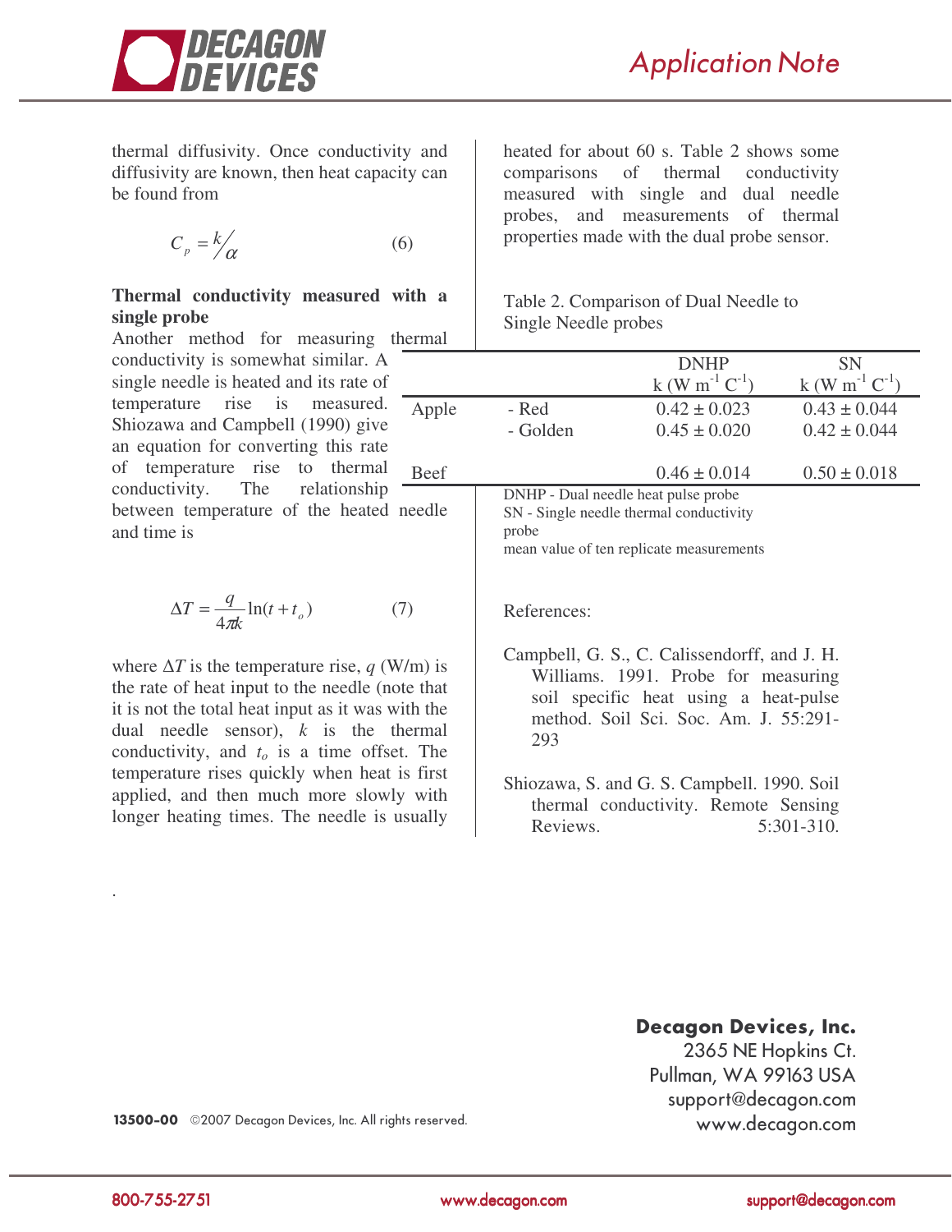thermal diffusivity. Once conductivity and diffusivity are known, then heat capacity can be found from

$$C_p = k/\alpha \qquad (6)$$

**Thermal conductivity measured with a single probe**

Another method for measuring thermal conductivity is somewhat similar. A single needle is heated and its rate of temperature rise is measured. Shiozawa and Campbell (1990) give an equation for converting this rate of temperature rise to thermal conductivity. The relationship between temperature of the heated needle and time is

$$\Delta T = \frac{q}{4\pi k}\ln(t + t_o) \qquad (7)$$

where $\Delta T$ is the temperature rise, $q$ (W/m) is the rate of heat input to the needle (note that it is not the total heat input as it was with the dual needle sensor), $k$ is the thermal conductivity, and $t_o$ is a time offset. The temperature rises quickly when heat is first applied, and then much more slowly with longer heating times. The needle is usually heated for about 60 s. Table 2 shows some comparisons of thermal conductivity measured with single and dual needle probes, and measurements of thermal properties made with the dual probe sensor.

Table 2. Comparison of Dual Needle to Single Needle probes

| | | DNHP<br>k (W m$^{-1}$ C$^{-1}$) | SN<br>k (W m$^{-1}$ C$^{-1}$) |
|---|---|---|---|
| Apple | - Red | 0.42 ± 0.023 | 0.43 ± 0.044 |
| | - Golden | 0.45 ± 0.020 | 0.42 ± 0.044 |
| Beef | | 0.46 ± 0.014 | 0.50 ± 0.018 |

DNHP - Dual needle heat pulse probe
SN - Single needle thermal conductivity probe
mean value of ten replicate measurements

References:

Campbell, G. S., C. Calissendorff, and J. H. Williams. 1991. Probe for measuring soil specific heat using a heat-pulse method. Soil Sci. Soc. Am. J. 55:291-293

Shiozawa, S. and G. S. Campbell. 1990. Soil thermal conductivity. Remote Sensing Reviews. 5:301-310.

.

**Decagon Devices, Inc.**
2365 NE Hopkins Ct.
Pullman, WA 99163 USA
support@decagon.com
www.decagon.com

**13500-00** ©2007 Decagon Devices, Inc. All rights reserved.